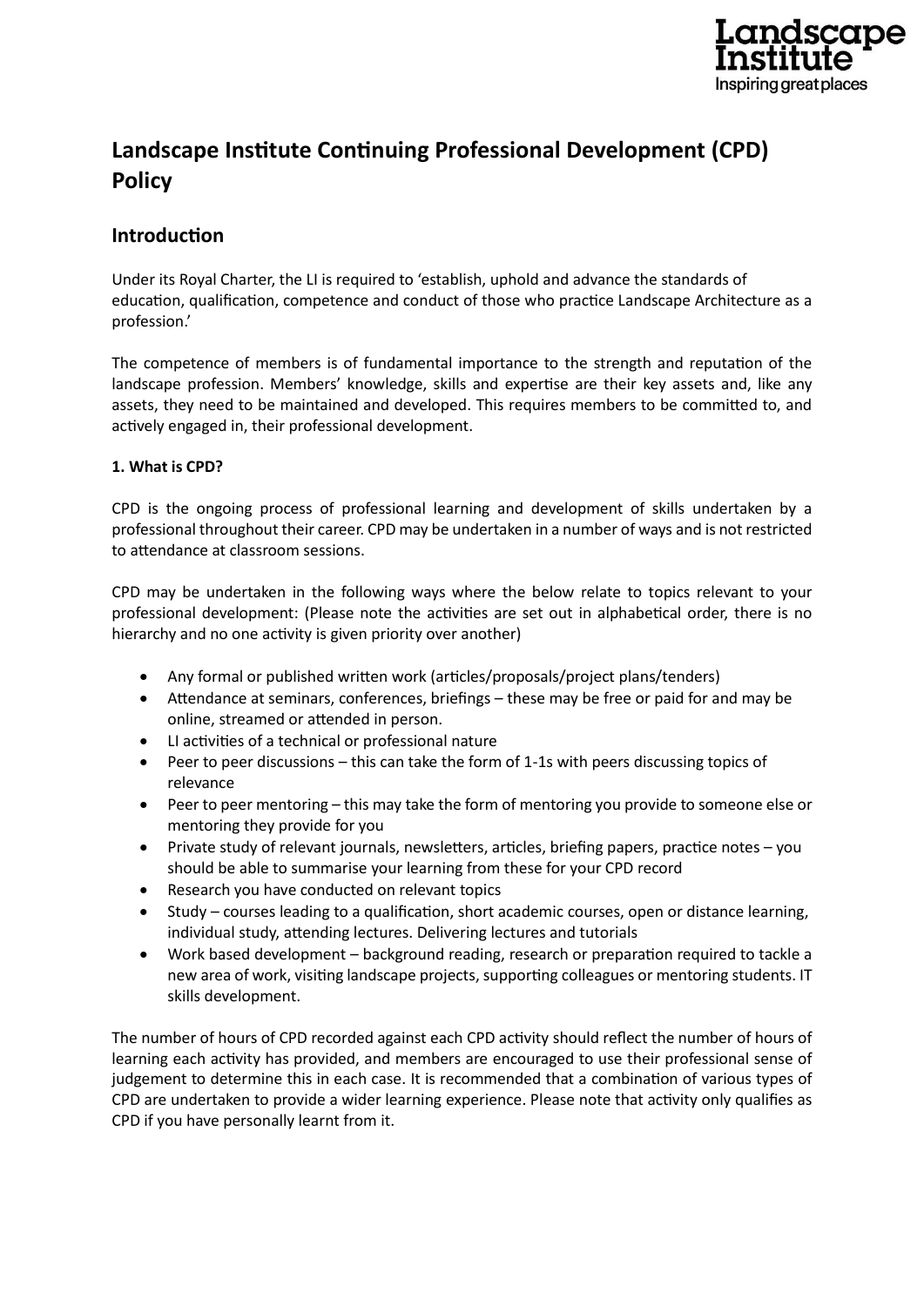# Landscape Institute Continuing Professional Development (CPD) Policy

## Introduction

Under its Royal Charter, the LI is required to 'establish, uphold and advance the standards of education, qualification, competence and conduct of those who practice Landscape Architecture as a profession.'

The competence of members is of fundamental importance to the strength and reputation of the landscape profession. Members' knowledge, skills and expertise are their key assets and, like any assets, they need to be maintained and developed. This requires members to be committed to, and actively engaged in, their professional development.

**1. What is CPD?**

CPD is the ongoing process of professional learning and development of skills undertaken by a professional throughout their career. CPD may be undertaken in a number of ways and is not restricted to attendance at classroom sessions.

CPD may be undertaken in the following ways where the below relate to topics relevant to your professional development: (Please note the activities are set out in alphabetical order, there is no hierarchy and no one activity is given priority over another)

- Any formal or published written work (articles/proposals/project plans/tenders)
- Attendance at seminars, conferences, briefings – these may be free or paid for and may be online, streamed or attended in person.
- LI activities of a technical or professional nature
- Peer to peer discussions – this can take the form of 1-1s with peers discussing topics of relevance
- Peer to peer mentoring – this may take the form of mentoring you provide to someone else or mentoring they provide for you
- Private study of relevant journals, newsletters, articles, briefing papers, practice notes – you should be able to summarise your learning from these for your CPD record
- Research you have conducted on relevant topics
- Study – courses leading to a qualification, short academic courses, open or distance learning, individual study, attending lectures. Delivering lectures and tutorials
- Work based development – background reading, research or preparation required to tackle a new area of work, visiting landscape projects, supporting colleagues or mentoring students. IT skills development.

The number of hours of CPD recorded against each CPD activity should reflect the number of hours of learning each activity has provided, and members are encouraged to use their professional sense of judgement to determine this in each case. It is recommended that a combination of various types of CPD are undertaken to provide a wider learning experience. Please note that activity only qualifies as CPD if you have personally learnt from it.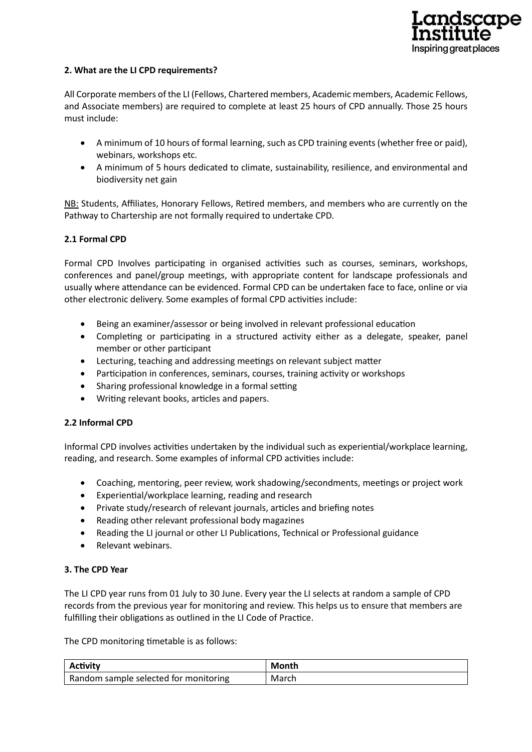### 2. What are the LI CPD requirements?

All Corporate members of the LI (Fellows, Chartered members, Academic members, Academic Fellows, and Associate members) are required to complete at least 25 hours of CPD annually. Those 25 hours must include:

- A minimum of 10 hours of formal learning, such as CPD training events (whether free or paid), webinars, workshops etc.
- A minimum of 5 hours dedicated to climate, sustainability, resilience, and environmental and biodiversity net gain

NB: Students, Affiliates, Honorary Fellows, Retired members, and members who are currently on the Pathway to Chartership are not formally required to undertake CPD.

### 2.1 Formal CPD

Formal CPD Involves participating in organised activities such as courses, seminars, workshops, conferences and panel/group meetings, with appropriate content for landscape professionals and usually where attendance can be evidenced. Formal CPD can be undertaken face to face, online or via other electronic delivery. Some examples of formal CPD activities include:

- Being an examiner/assessor or being involved in relevant professional education
- Completing or participating in a structured activity either as a delegate, speaker, panel member or other participant
- Lecturing, teaching and addressing meetings on relevant subject matter
- Participation in conferences, seminars, courses, training activity or workshops
- Sharing professional knowledge in a formal setting
- Writing relevant books, articles and papers.

### 2.2 Informal CPD

Informal CPD involves activities undertaken by the individual such as experiential/workplace learning, reading, and research. Some examples of informal CPD activities include:

- Coaching, mentoring, peer review, work shadowing/secondments, meetings or project work
- Experiential/workplace learning, reading and research
- Private study/research of relevant journals, articles and briefing notes
- Reading other relevant professional body magazines
- Reading the LI journal or other LI Publications, Technical or Professional guidance
- Relevant webinars.

### 3. The CPD Year

The LI CPD year runs from 01 July to 30 June. Every year the LI selects at random a sample of CPD records from the previous year for monitoring and review. This helps us to ensure that members are fulfilling their obligations as outlined in the LI Code of Practice.

The CPD monitoring timetable is as follows:

| Activity | Month |
|---|---|
| Random sample selected for monitoring | March |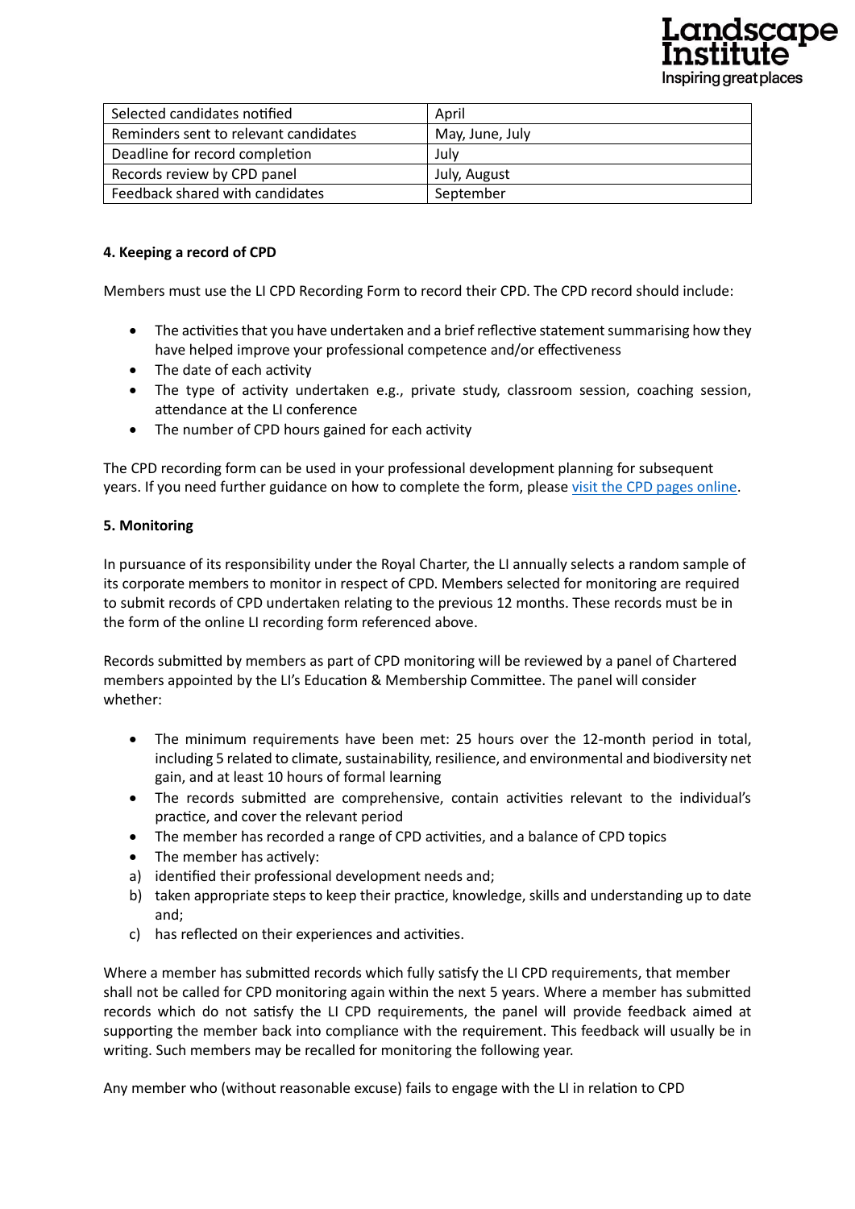| Selected candidates notified | April |
| --- | --- |
| Reminders sent to relevant candidates | May, June, July |
| Deadline for record completion | July |
| Records review by CPD panel | July, August |
| Feedback shared with candidates | September |

**4. Keeping a record of CPD**

Members must use the LI CPD Recording Form to record their CPD. The CPD record should include:

- The activities that you have undertaken and a brief reflective statement summarising how they have helped improve your professional competence and/or effectiveness
- The date of each activity
- The type of activity undertaken e.g., private study, classroom session, coaching session, attendance at the LI conference
- The number of CPD hours gained for each activity

The CPD recording form can be used in your professional development planning for subsequent years. If you need further guidance on how to complete the form, please visit the CPD pages online.

**5. Monitoring**

In pursuance of its responsibility under the Royal Charter, the LI annually selects a random sample of its corporate members to monitor in respect of CPD. Members selected for monitoring are required to submit records of CPD undertaken relating to the previous 12 months. These records must be in the form of the online LI recording form referenced above.

Records submitted by members as part of CPD monitoring will be reviewed by a panel of Chartered members appointed by the LI's Education & Membership Committee. The panel will consider whether:

- The minimum requirements have been met: 25 hours over the 12-month period in total, including 5 related to climate, sustainability, resilience, and environmental and biodiversity net gain, and at least 10 hours of formal learning
- The records submitted are comprehensive, contain activities relevant to the individual's practice, and cover the relevant period
- The member has recorded a range of CPD activities, and a balance of CPD topics
- The member has actively:

a) identified their professional development needs and;
b) taken appropriate steps to keep their practice, knowledge, skills and understanding up to date and;
c) has reflected on their experiences and activities.

Where a member has submitted records which fully satisfy the LI CPD requirements, that member shall not be called for CPD monitoring again within the next 5 years. Where a member has submitted records which do not satisfy the LI CPD requirements, the panel will provide feedback aimed at supporting the member back into compliance with the requirement. This feedback will usually be in writing. Such members may be recalled for monitoring the following year.

Any member who (without reasonable excuse) fails to engage with the LI in relation to CPD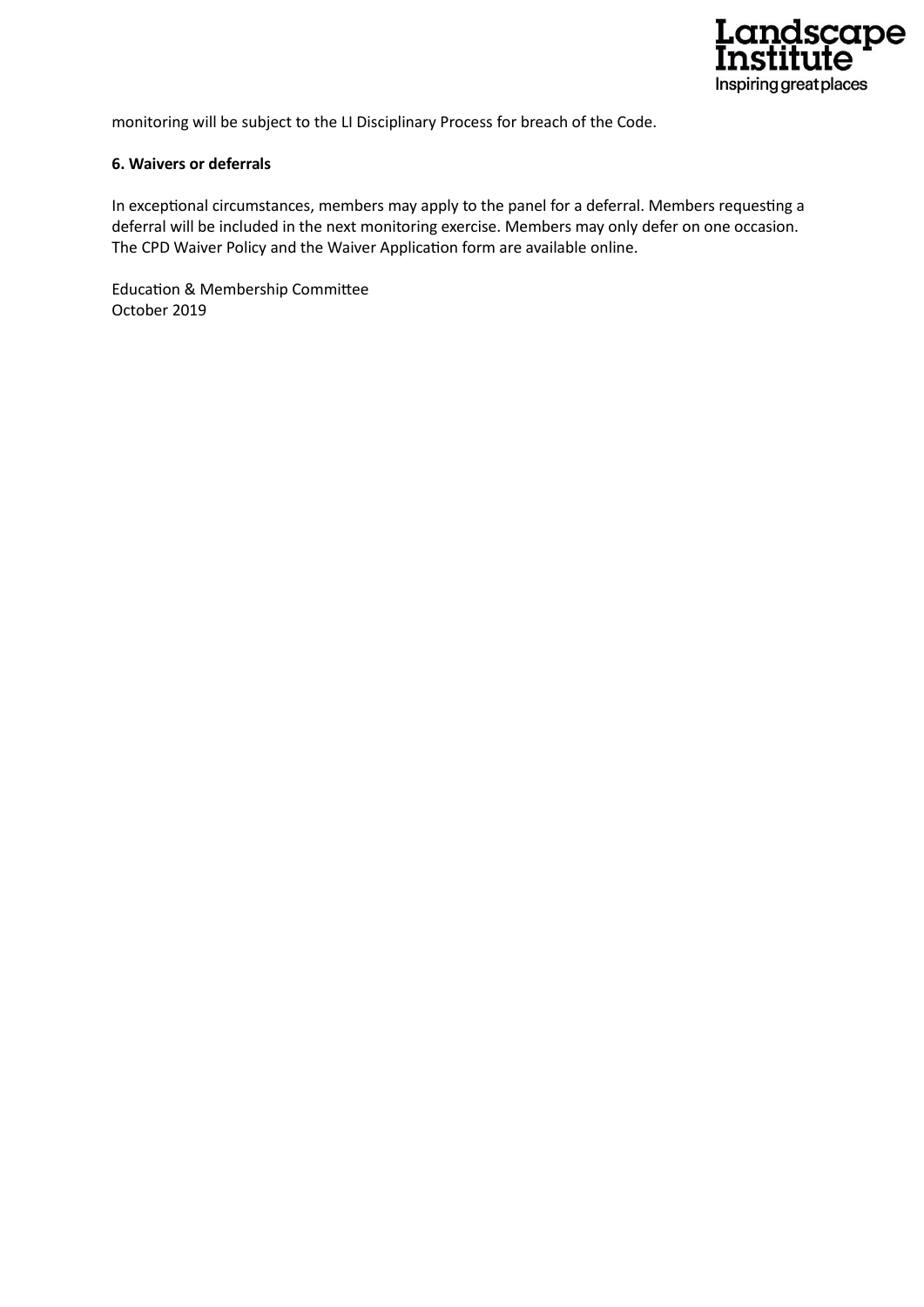monitoring will be subject to the LI Disciplinary Process for breach of the Code.

**6. Waivers or deferrals**

In exceptional circumstances, members may apply to the panel for a deferral. Members requesting a deferral will be included in the next monitoring exercise. Members may only defer on one occasion. The CPD Waiver Policy and the Waiver Application form are available online.

Education & Membership Committee
October 2019